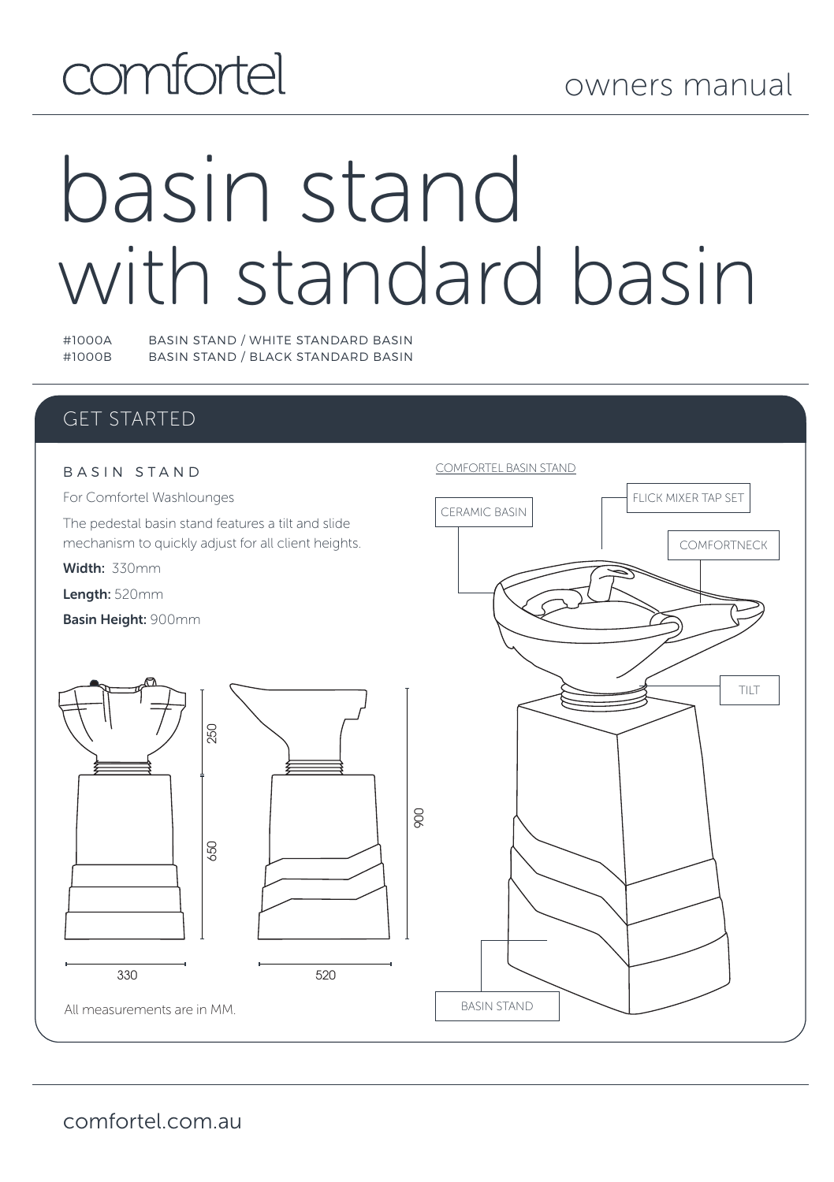comfortel

owners manual

# basin stand with standard basin

| | |
|---|---|
| #1000A | BASIN STAND / WHITE STANDARD BASIN |
| #1000B | BASIN STAND / BLACK STANDARD BASIN |

## GET STARTED

### BASIN STAND

For Comfortel Washlounges

The pedestal basin stand features a tilt and slide mechanism to quickly adjust for all client heights.

**Width:** 330mm

**Length:** 520mm

**Basin Height:** 900mm

250

650

900

330

520

All measurements are in MM.

COMFORTEL BASIN STAND

CERAMIC BASIN

FLICK MIXER TAP SET

COMFORTNECK

TILT

BASIN STAND

comfortel.com.au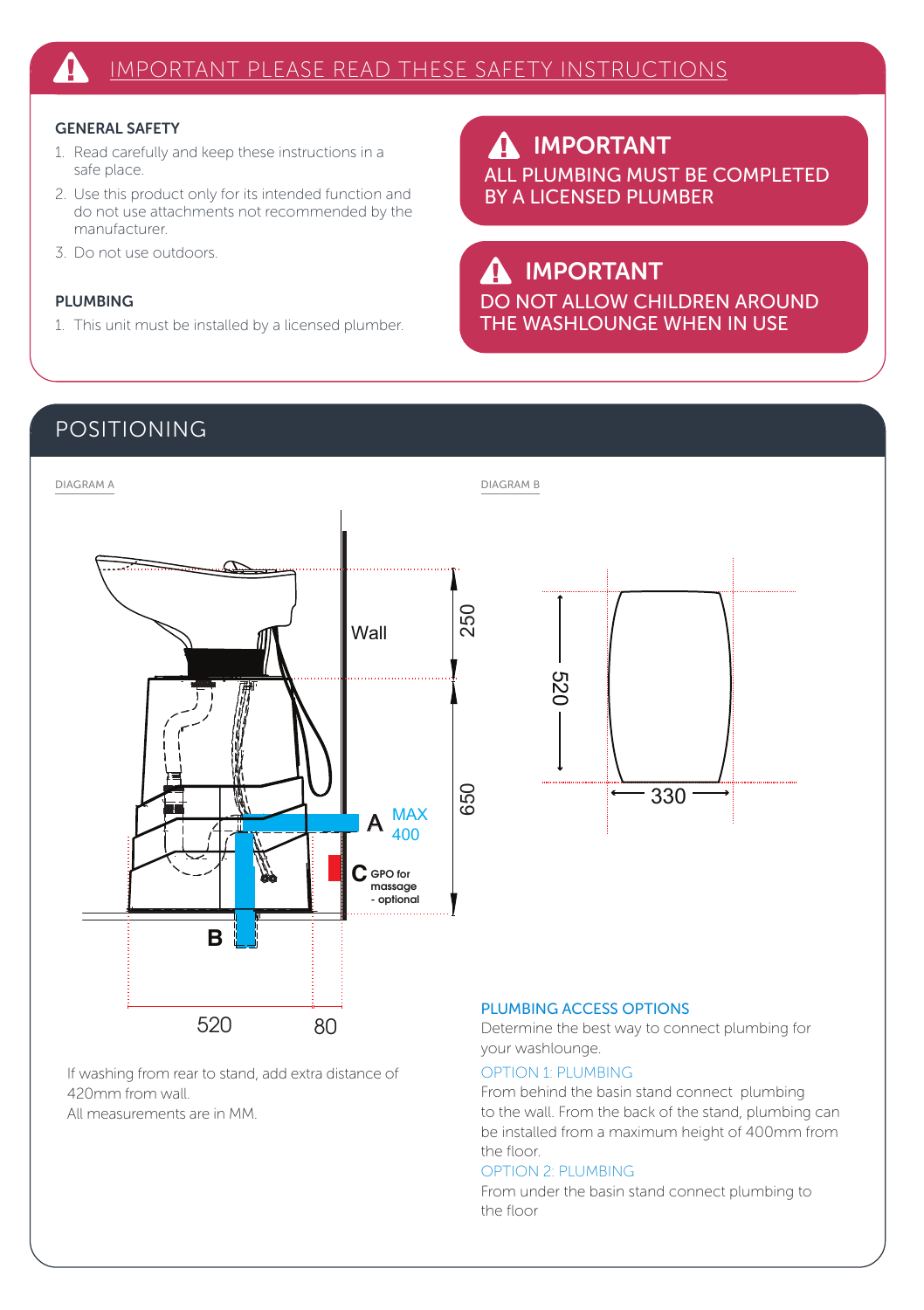# IMPORTANT PLEASE READ THESE SAFETY INSTRUCTIONS

### GENERAL SAFETY

1. Read carefully and keep these instructions in a safe place.
2. Use this product only for its intended function and do not use attachments not recommended by the manufacturer.
3. Do not use outdoors.

### PLUMBING

1. This unit must be installed by a licensed plumber.

> **IMPORTANT**
> ALL PLUMBING MUST BE COMPLETED BY A LICENSED PLUMBER

> **IMPORTANT**
> DO NOT ALLOW CHILDREN AROUND THE WASHLOUNGE WHEN IN USE

## POSITIONING

DIAGRAM A

Wall

250

650

A MAX 400

C GPO for massage - optional

B

520 80

If washing from rear to stand, add extra distance of 420mm from wall.
All measurements are in MM.

DIAGRAM B

520

330

### PLUMBING ACCESS OPTIONS

Determine the best way to connect plumbing for your washlounge.

OPTION 1: PLUMBING

From behind the basin stand connect plumbing to the wall. From the back of the stand, plumbing can be installed from a maximum height of 400mm from the floor.

OPTION 2: PLUMBING

From under the basin stand connect plumbing to the floor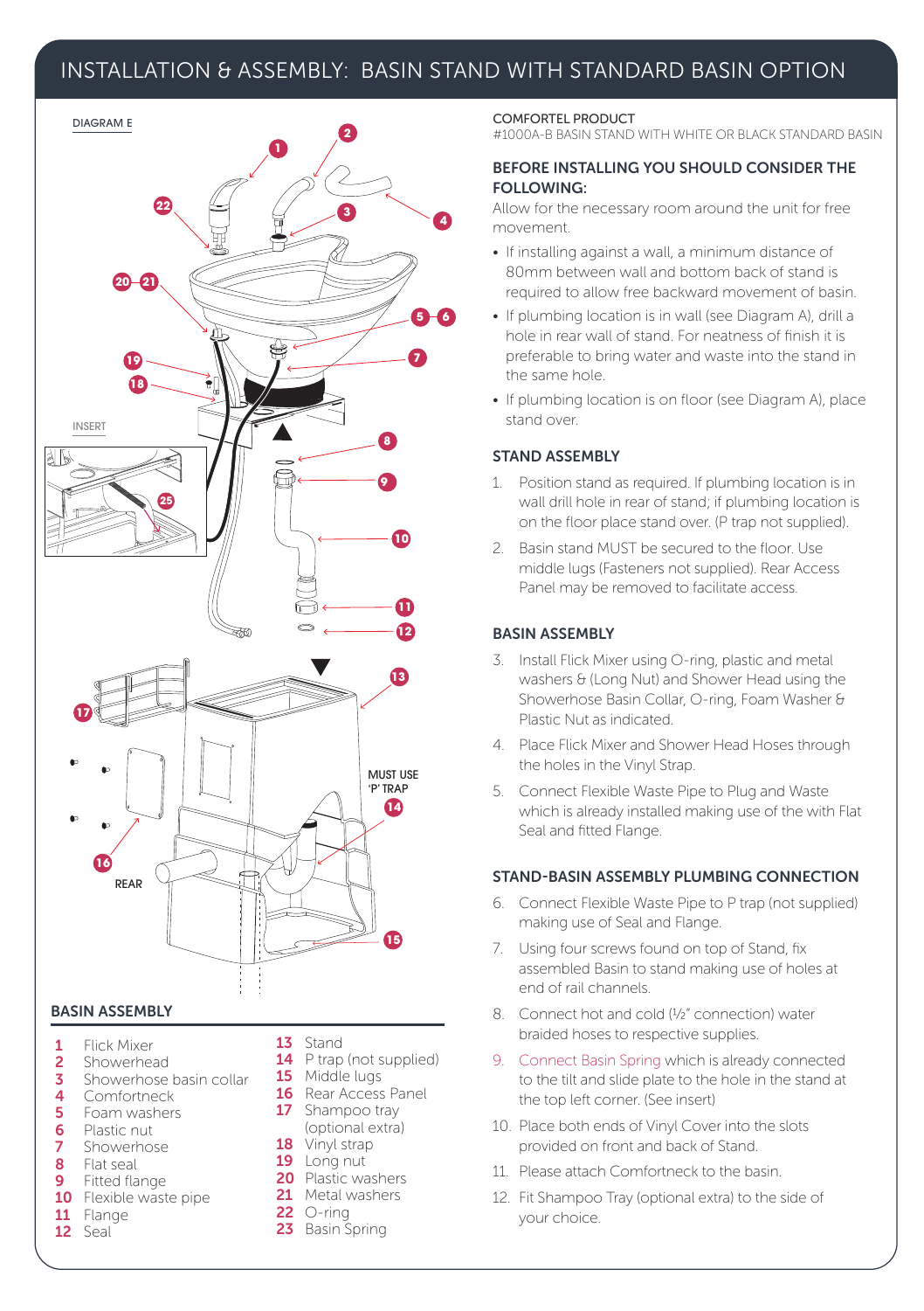# INSTALLATION & ASSEMBLY: BASIN STAND WITH STANDARD BASIN OPTION

COMFORTEL PRODUCT
#1000A-B BASIN STAND WITH WHITE OR BLACK STANDARD BASIN

### BEFORE INSTALLING YOU SHOULD CONSIDER THE FOLLOWING:

Allow for the necessary room around the unit for free movement.

- If installing against a wall, a minimum distance of 80mm between wall and bottom back of stand is required to allow free backward movement of basin.
- If plumbing location is in wall (see Diagram A), drill a hole in rear wall of stand. For neatness of finish it is preferable to bring water and waste into the stand in the same hole.
- If plumbing location is on floor (see Diagram A), place stand over.

### STAND ASSEMBLY

1. Position stand as required. If plumbing location is in wall drill hole in rear of stand; if plumbing location is on the floor place stand over. (P trap not supplied).
2. Basin stand MUST be secured to the floor. Use middle lugs (Fasteners not supplied). Rear Access Panel may be removed to facilitate access.

### BASIN ASSEMBLY

3. Install Flick Mixer using O-ring, plastic and metal washers & (Long Nut) and Shower Head using the Showerhose Basin Collar, O-ring, Foam Washer & Plastic Nut as indicated.
4. Place Flick Mixer and Shower Head Hoses through the holes in the Vinyl Strap.
5. Connect Flexible Waste Pipe to Plug and Waste which is already installed making use of the with Flat Seal and fitted Flange.

### STAND-BASIN ASSEMBLY PLUMBING CONNECTION

6. Connect Flexible Waste Pipe to P trap (not supplied) making use of Seal and Flange.
7. Using four screws found on top of Stand, fix assembled Basin to stand making use of holes at end of rail channels.
8. Connect hot and cold (½" connection) water braided hoses to respective supplies.
9. Connect Basin Spring which is already connected to the tilt and slide plate to the hole in the stand at the top left corner. (See insert)
10. Place both ends of Vinyl Cover into the slots provided on front and back of Stand.
11. Please attach Comfortneck to the basin.
12. Fit Shampoo Tray (optional extra) to the side of your choice.

### BASIN ASSEMBLY

1 Flick Mixer
2 Showerhead
3 Showerhose basin collar
4 Comfortneck
5 Foam washers
6 Plastic nut
7 Showerhose
8 Flat seal
9 Fitted flange
10 Flexible waste pipe
11 Flange
12 Seal
13 Stand
14 P trap (not supplied)
15 Middle lugs
16 Rear Access Panel
17 Shampoo tray (optional extra)
18 Vinyl strap
19 Long nut
20 Plastic washers
21 Metal washers
22 O-ring
23 Basin Spring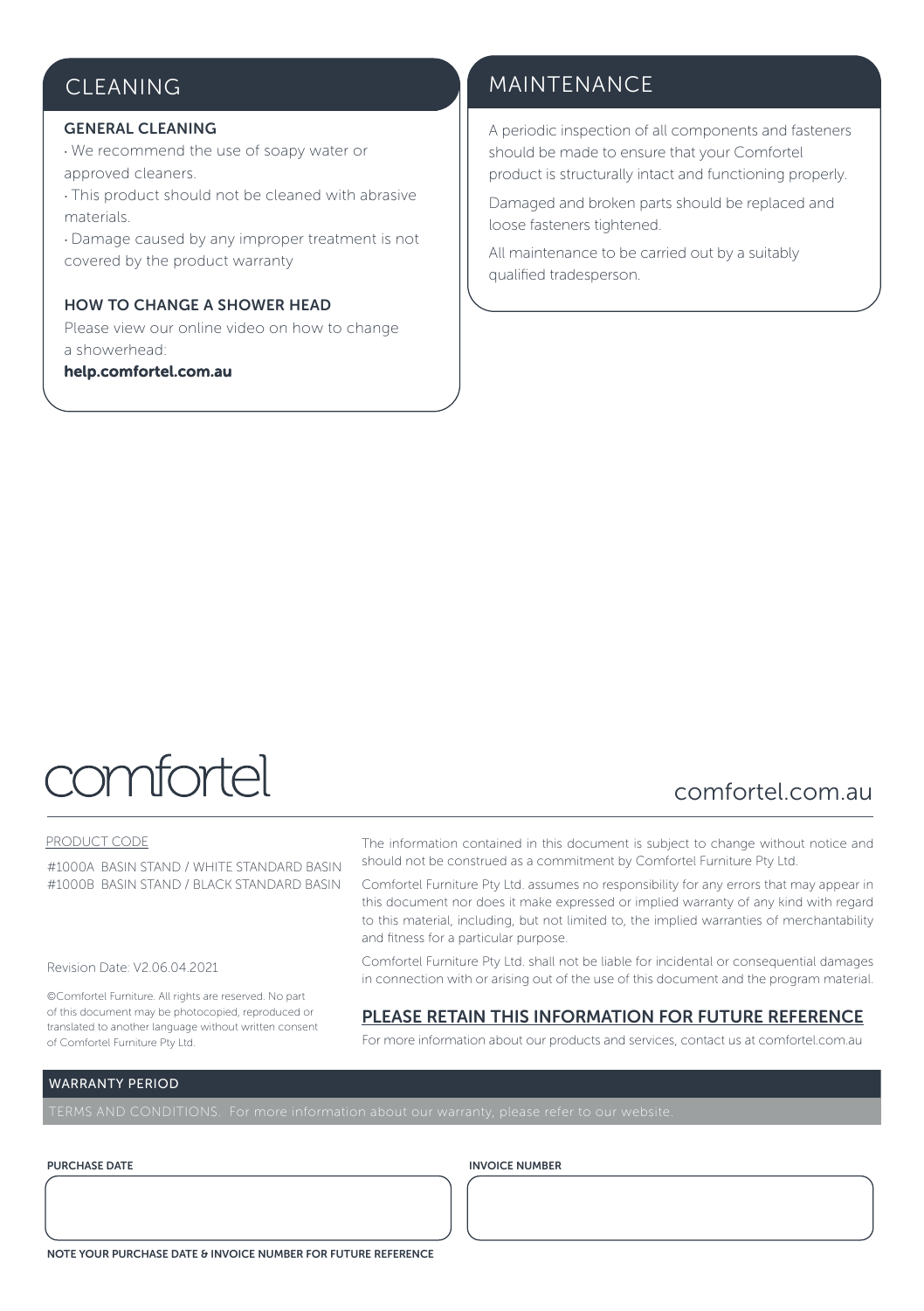## CLEANING

### GENERAL CLEANING

- We recommend the use of soapy water or approved cleaners.
- This product should not be cleaned with abrasive materials.
- Damage caused by any improper treatment is not covered by the product warranty

### HOW TO CHANGE A SHOWER HEAD

Please view our online video on how to change a showerhead:

**help.comfortel.com.au**

## MAINTENANCE

A periodic inspection of all components and fasteners should be made to ensure that your Comfortel product is structurally intact and functioning properly.

Damaged and broken parts should be replaced and loose fasteners tightened.

All maintenance to be carried out by a suitably qualified tradesperson.

comfortel

comfortel.com.au

PRODUCT CODE

#1000A BASIN STAND / WHITE STANDARD BASIN
#1000B BASIN STAND / BLACK STANDARD BASIN

Revision Date: V2.06.04.2021

©Comfortel Furniture. All rights are reserved. No part of this document may be photocopied, reproduced or translated to another language without written consent of Comfortel Furniture Pty Ltd.

The information contained in this document is subject to change without notice and should not be construed as a commitment by Comfortel Furniture Pty Ltd.

Comfortel Furniture Pty Ltd. assumes no responsibility for any errors that may appear in this document nor does it make expressed or implied warranty of any kind with regard to this material, including, but not limited to, the implied warranties of merchantability and fitness for a particular purpose.

Comfortel Furniture Pty Ltd. shall not be liable for incidental or consequential damages in connection with or arising out of the use of this document and the program material.

**PLEASE RETAIN THIS INFORMATION FOR FUTURE REFERENCE**

For more information about our products and services, contact us at comfortel.com.au

WARRANTY PERIOD

TERMS AND CONDITIONS. For more information about our warranty, please refer to our website.

PURCHASE DATE

INVOICE NUMBER

NOTE YOUR PURCHASE DATE & INVOICE NUMBER FOR FUTURE REFERENCE